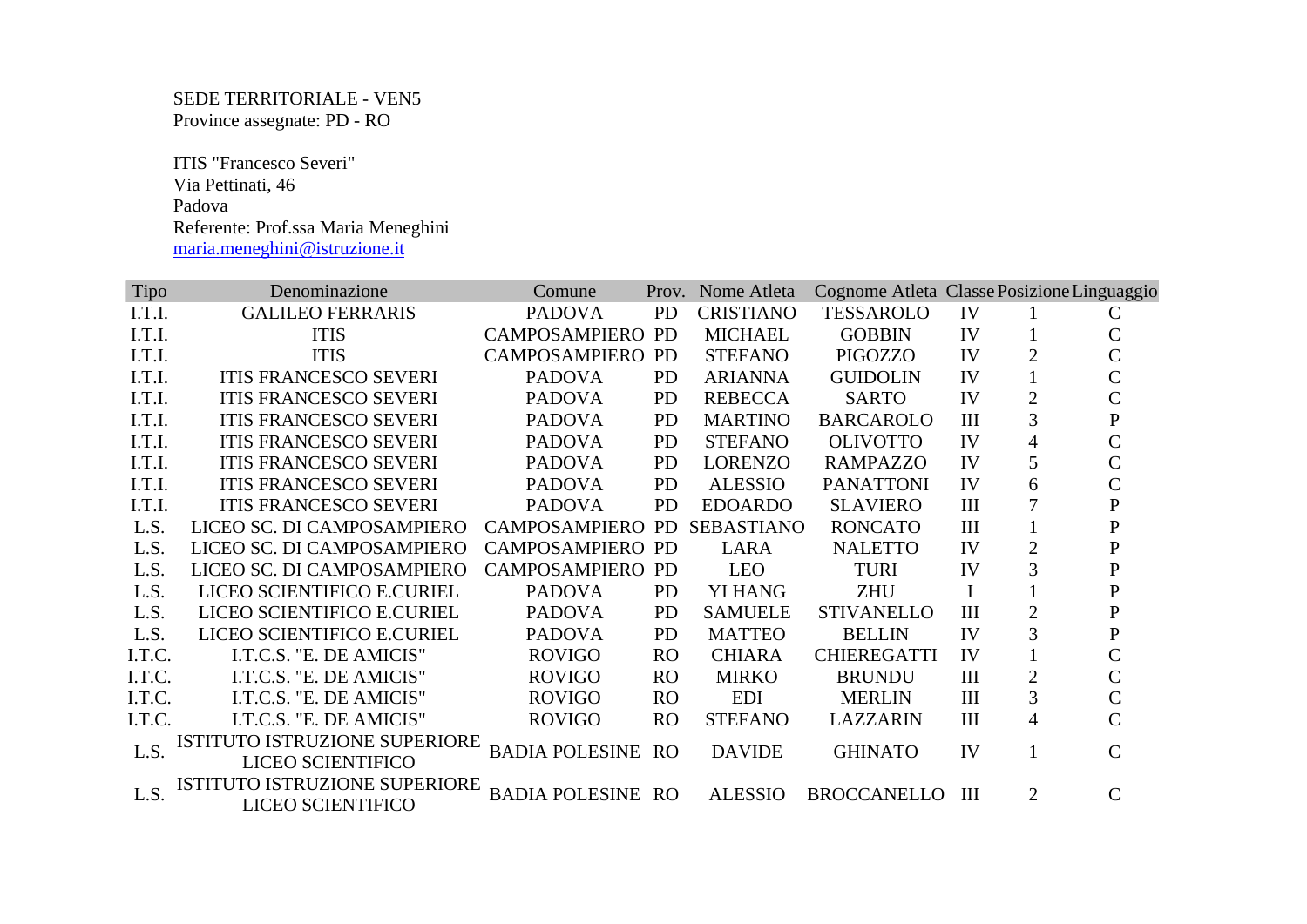SEDE TERRITORIALE - VEN5
Province assegnate: PD - RO

ITIS "Francesco Severi"
Via Pettinati, 46
Padova
Referente: Prof.ssa Maria Meneghini
maria.meneghini@istruzione.it

| Tipo | Denominazione | Comune | Prov. | Nome Atleta | Cognome Atleta | Classe | Posizione | Linguaggio |
|---|---|---|---|---|---|---|---|---|
| I.T.I. | GALILEO FERRARIS | PADOVA | PD | CRISTIANO | TESSAROLO | IV | 1 | C |
| I.T.I. | ITIS | CAMPOSAMPIERO | PD | MICHAEL | GOBBIN | IV | 1 | C |
| I.T.I. | ITIS | CAMPOSAMPIERO | PD | STEFANO | PIGOZZO | IV | 2 | C |
| I.T.I. | ITIS FRANCESCO SEVERI | PADOVA | PD | ARIANNA | GUIDOLIN | IV | 1 | C |
| I.T.I. | ITIS FRANCESCO SEVERI | PADOVA | PD | REBECCA | SARTO | IV | 2 | C |
| I.T.I. | ITIS FRANCESCO SEVERI | PADOVA | PD | MARTINO | BARCAROLO | III | 3 | P |
| I.T.I. | ITIS FRANCESCO SEVERI | PADOVA | PD | STEFANO | OLIVOTTO | IV | 4 | C |
| I.T.I. | ITIS FRANCESCO SEVERI | PADOVA | PD | LORENZO | RAMPAZZO | IV | 5 | C |
| I.T.I. | ITIS FRANCESCO SEVERI | PADOVA | PD | ALESSIO | PANATTONI | IV | 6 | C |
| I.T.I. | ITIS FRANCESCO SEVERI | PADOVA | PD | EDOARDO | SLAVIERO | III | 7 | P |
| L.S. | LICEO SC. DI CAMPOSAMPIERO | CAMPOSAMPIERO | PD | SEBASTIANO | RONCATO | III | 1 | P |
| L.S. | LICEO SC. DI CAMPOSAMPIERO | CAMPOSAMPIERO | PD | LARA | NALETTO | IV | 2 | P |
| L.S. | LICEO SC. DI CAMPOSAMPIERO | CAMPOSAMPIERO | PD | LEO | TURI | IV | 3 | P |
| L.S. | LICEO SCIENTIFICO E.CURIEL | PADOVA | PD | YI HANG | ZHU | I | 1 | P |
| L.S. | LICEO SCIENTIFICO E.CURIEL | PADOVA | PD | SAMUELE | STIVANELLO | III | 2 | P |
| L.S. | LICEO SCIENTIFICO E.CURIEL | PADOVA | PD | MATTEO | BELLIN | IV | 3 | P |
| I.T.C. | I.T.C.S. "E. DE AMICIS" | ROVIGO | RO | CHIARA | CHIEREGATTI | IV | 1 | C |
| I.T.C. | I.T.C.S. "E. DE AMICIS" | ROVIGO | RO | MIRKO | BRUNDU | III | 2 | C |
| I.T.C. | I.T.C.S. "E. DE AMICIS" | ROVIGO | RO | EDI | MERLIN | III | 3 | C |
| I.T.C. | I.T.C.S. "E. DE AMICIS" | ROVIGO | RO | STEFANO | LAZZARIN | III | 4 | C |
| L.S. | ISTITUTO ISTRUZIONE SUPERIORE LICEO SCIENTIFICO | BADIA POLESINE | RO | DAVIDE | GHINATO | IV | 1 | C |
| L.S. | ISTITUTO ISTRUZIONE SUPERIORE LICEO SCIENTIFICO | BADIA POLESINE | RO | ALESSIO | BROCCANELLO | III | 2 | C |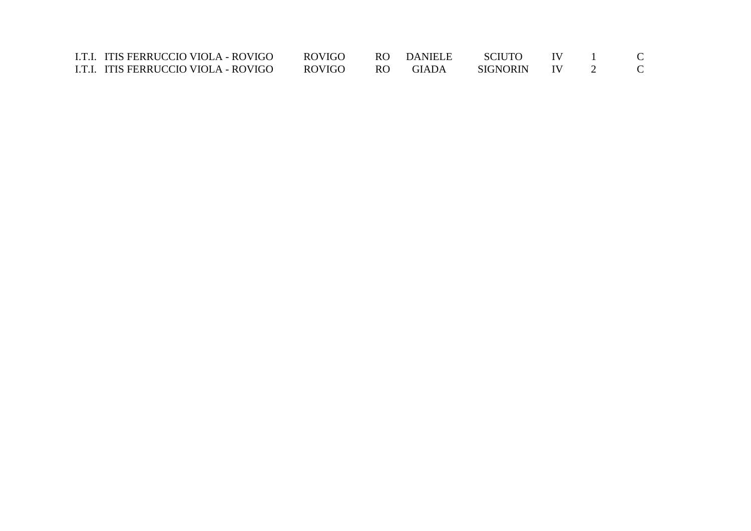| | | | | | | | | |
|---|---|---|---|---|---|---|---|---|
| I.T.I. | ITIS FERRUCCIO VIOLA - ROVIGO | ROVIGO | RO | DANIELE | SCIUTO | IV | 1 | C |
| I.T.I. | ITIS FERRUCCIO VIOLA - ROVIGO | ROVIGO | RO | GIADA | SIGNORIN | IV | 2 | C |